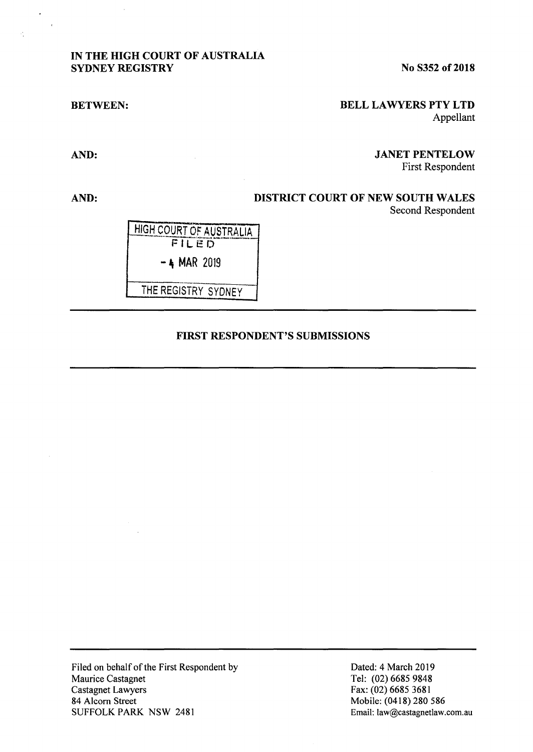**IN THE HIGH COURT OF AUSTRALIA**
**SYDNEY REGISTRY**

**No S352 of 2018**

**BETWEEN:**

**BELL LAWYERS PTY LTD**
Appellant

**AND:**

**JANET PENTELOW**
First Respondent

**AND:**

**DISTRICT COURT OF NEW SOUTH WALES**
Second Respondent

HIGH COURT OF AUSTRALIA
FILED
- 4 MAR 2019
THE REGISTRY SYDNEY

---

**FIRST RESPONDENT'S SUBMISSIONS**

---

Filed on behalf of the First Respondent by
Maurice Castagnet
Castagnet Lawyers
84 Alcorn Street
SUFFOLK PARK NSW 2481

Dated: 4 March 2019
Tel: (02) 6685 9848
Fax: (02) 6685 3681
Mobile: (0418) 280 586
Email: law@castagnetlaw.com.au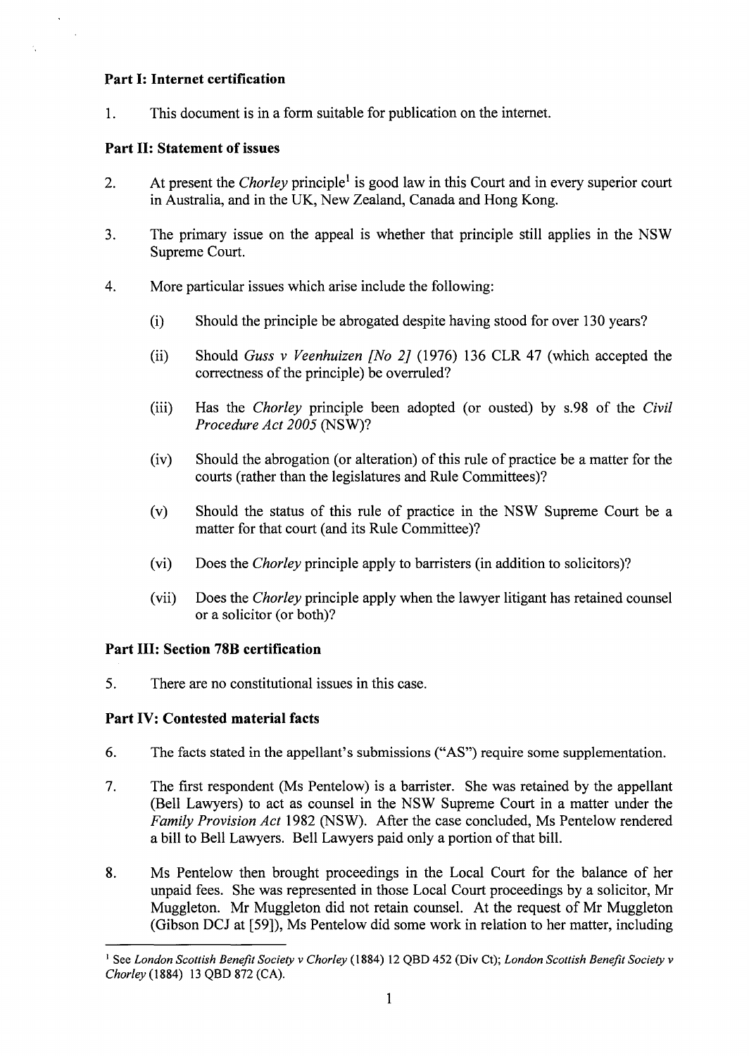## Part I: Internet certification

1. This document is in a form suitable for publication on the internet.

## Part II: Statement of issues

2. At present the *Chorley* principle[1] is good law in this Court and in every superior court in Australia, and in the UK, New Zealand, Canada and Hong Kong.

3. The primary issue on the appeal is whether that principle still applies in the NSW Supreme Court.

4. More particular issues which arise include the following:

   (i) Should the principle be abrogated despite having stood for over 130 years?

   (ii) Should *Guss v Veenhuizen [No 2]* (1976) 136 CLR 47 (which accepted the correctness of the principle) be overruled?

   (iii) Has the *Chorley* principle been adopted (or ousted) by s.98 of the *Civil Procedure Act 2005* (NSW)?

   (iv) Should the abrogation (or alteration) of this rule of practice be a matter for the courts (rather than the legislatures and Rule Committees)?

   (v) Should the status of this rule of practice in the NSW Supreme Court be a matter for that court (and its Rule Committee)?

   (vi) Does the *Chorley* principle apply to barristers (in addition to solicitors)?

   (vii) Does the *Chorley* principle apply when the lawyer litigant has retained counsel or a solicitor (or both)?

## Part III: Section 78B certification

5. There are no constitutional issues in this case.

## Part IV: Contested material facts

6. The facts stated in the appellant's submissions ("AS") require some supplementation.

7. The first respondent (Ms Pentelow) is a barrister. She was retained by the appellant (Bell Lawyers) to act as counsel in the NSW Supreme Court in a matter under the *Family Provision Act* 1982 (NSW). After the case concluded, Ms Pentelow rendered a bill to Bell Lawyers. Bell Lawyers paid only a portion of that bill.

8. Ms Pentelow then brought proceedings in the Local Court for the balance of her unpaid fees. She was represented in those Local Court proceedings by a solicitor, Mr Muggleton. Mr Muggleton did not retain counsel. At the request of Mr Muggleton (Gibson DCJ at [59]), Ms Pentelow did some work in relation to her matter, including

---

[1] See *London Scottish Benefit Society v Chorley* (1884) 12 QBD 452 (Div Ct); *London Scottish Benefit Society v Chorley* (1884) 13 QBD 872 (CA).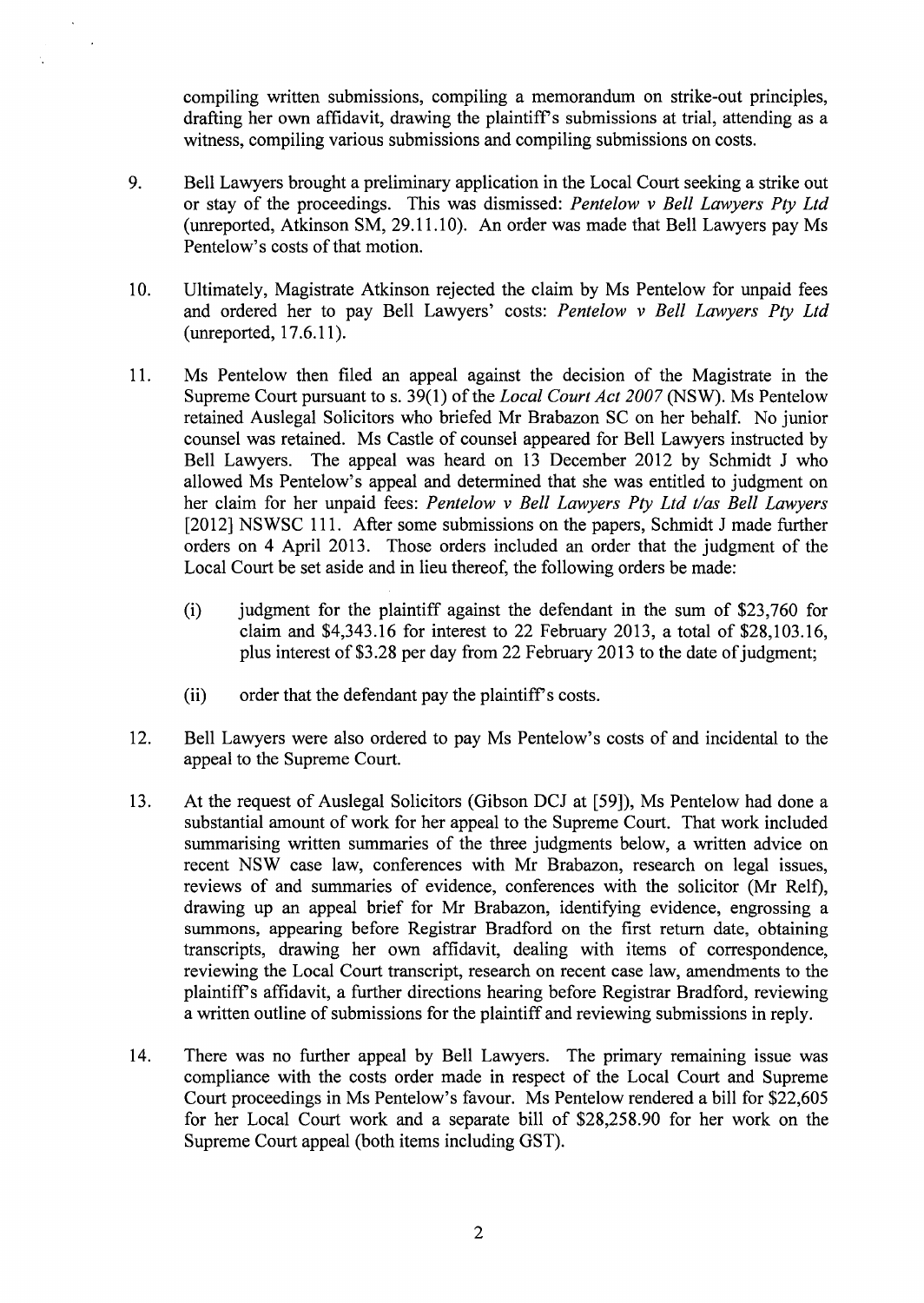compiling written submissions, compiling a memorandum on strike-out principles, drafting her own affidavit, drawing the plaintiff's submissions at trial, attending as a witness, compiling various submissions and compiling submissions on costs.

9. Bell Lawyers brought a preliminary application in the Local Court seeking a strike out or stay of the proceedings. This was dismissed: *Pentelow v Bell Lawyers Pty Ltd* (unreported, Atkinson SM, 29.11.10). An order was made that Bell Lawyers pay Ms Pentelow's costs of that motion.

10. Ultimately, Magistrate Atkinson rejected the claim by Ms Pentelow for unpaid fees and ordered her to pay Bell Lawyers' costs: *Pentelow v Bell Lawyers Pty Ltd* (unreported, 17.6.11).

11. Ms Pentelow then filed an appeal against the decision of the Magistrate in the Supreme Court pursuant to s. 39(1) of the *Local Court Act 2007* (NSW). Ms Pentelow retained Auslegal Solicitors who briefed Mr Brabazon SC on her behalf. No junior counsel was retained. Ms Castle of counsel appeared for Bell Lawyers instructed by Bell Lawyers. The appeal was heard on 13 December 2012 by Schmidt J who allowed Ms Pentelow's appeal and determined that she was entitled to judgment on her claim for her unpaid fees: *Pentelow v Bell Lawyers Pty Ltd t/as Bell Lawyers* [2012] NSWSC 111. After some submissions on the papers, Schmidt J made further orders on 4 April 2013. Those orders included an order that the judgment of the Local Court be set aside and in lieu thereof, the following orders be made:

    (i) judgment for the plaintiff against the defendant in the sum of $23,760 for claim and $4,343.16 for interest to 22 February 2013, a total of $28,103.16, plus interest of $3.28 per day from 22 February 2013 to the date of judgment;

    (ii) order that the defendant pay the plaintiff's costs.

12. Bell Lawyers were also ordered to pay Ms Pentelow's costs of and incidental to the appeal to the Supreme Court.

13. At the request of Auslegal Solicitors (Gibson DCJ at [59]), Ms Pentelow had done a substantial amount of work for her appeal to the Supreme Court. That work included summarising written summaries of the three judgments below, a written advice on recent NSW case law, conferences with Mr Brabazon, research on legal issues, reviews of and summaries of evidence, conferences with the solicitor (Mr Relf), drawing up an appeal brief for Mr Brabazon, identifying evidence, engrossing a summons, appearing before Registrar Bradford on the first return date, obtaining transcripts, drawing her own affidavit, dealing with items of correspondence, reviewing the Local Court transcript, research on recent case law, amendments to the plaintiff's affidavit, a further directions hearing before Registrar Bradford, reviewing a written outline of submissions for the plaintiff and reviewing submissions in reply.

14. There was no further appeal by Bell Lawyers. The primary remaining issue was compliance with the costs order made in respect of the Local Court and Supreme Court proceedings in Ms Pentelow's favour. Ms Pentelow rendered a bill for $22,605 for her Local Court work and a separate bill of $28,258.90 for her work on the Supreme Court appeal (both items including GST).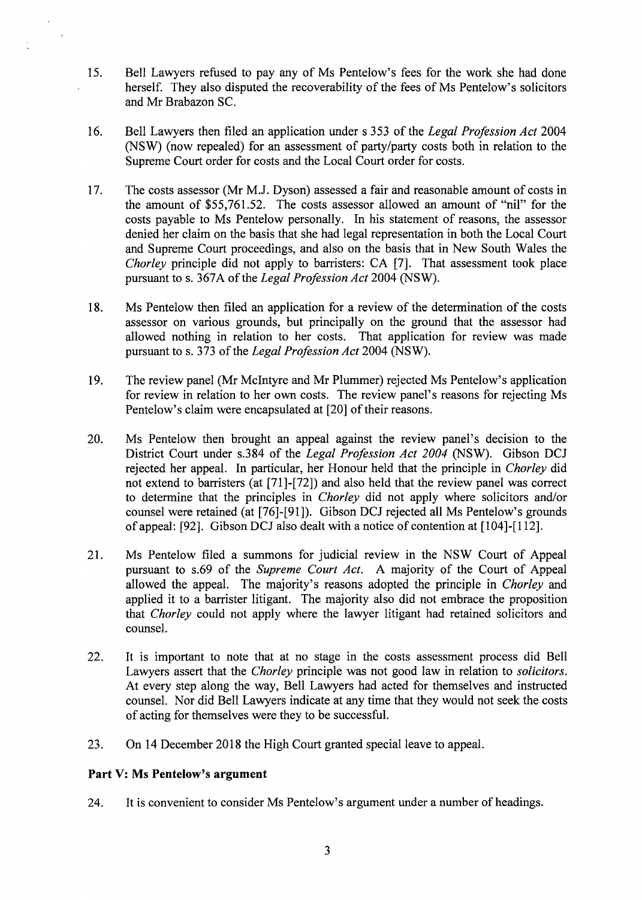15. Bell Lawyers refused to pay any of Ms Pentelow's fees for the work she had done herself. They also disputed the recoverability of the fees of Ms Pentelow's solicitors and Mr Brabazon SC.

16. Bell Lawyers then filed an application under s 353 of the *Legal Profession Act* 2004 (NSW) (now repealed) for an assessment of party/party costs both in relation to the Supreme Court order for costs and the Local Court order for costs.

17. The costs assessor (Mr M.J. Dyson) assessed a fair and reasonable amount of costs in the amount of $55,761.52. The costs assessor allowed an amount of "nil" for the costs payable to Ms Pentelow personally. In his statement of reasons, the assessor denied her claim on the basis that she had legal representation in both the Local Court and Supreme Court proceedings, and also on the basis that in New South Wales the *Chorley* principle did not apply to barristers: CA [7]. That assessment took place pursuant to s. 367A of the *Legal Profession Act* 2004 (NSW).

18. Ms Pentelow then filed an application for a review of the determination of the costs assessor on various grounds, but principally on the ground that the assessor had allowed nothing in relation to her costs. That application for review was made pursuant to s. 373 of the *Legal Profession Act* 2004 (NSW).

19. The review panel (Mr McIntyre and Mr Plummer) rejected Ms Pentelow's application for review in relation to her own costs. The review panel's reasons for rejecting Ms Pentelow's claim were encapsulated at [20] of their reasons.

20. Ms Pentelow then brought an appeal against the review panel's decision to the District Court under s.384 of the *Legal Profession Act 2004* (NSW). Gibson DCJ rejected her appeal. In particular, her Honour held that the principle in *Chorley* did not extend to barristers (at [71]-[72]) and also held that the review panel was correct to determine that the principles in *Chorley* did not apply where solicitors and/or counsel were retained (at [76]-[91]). Gibson DCJ rejected all Ms Pentelow's grounds of appeal: [92]. Gibson DCJ also dealt with a notice of contention at [104]-[112].

21. Ms Pentelow filed a summons for judicial review in the NSW Court of Appeal pursuant to s.69 of the *Supreme Court Act*. A majority of the Court of Appeal allowed the appeal. The majority's reasons adopted the principle in *Chorley* and applied it to a barrister litigant. The majority also did not embrace the proposition that *Chorley* could not apply where the lawyer litigant had retained solicitors and counsel.

22. It is important to note that at no stage in the costs assessment process did Bell Lawyers assert that the *Chorley* principle was not good law in relation to *solicitors*. At every step along the way, Bell Lawyers had acted for themselves and instructed counsel. Nor did Bell Lawyers indicate at any time that they would not seek the costs of acting for themselves were they to be successful.

23. On 14 December 2018 the High Court granted special leave to appeal.

## Part V: Ms Pentelow's argument

24. It is convenient to consider Ms Pentelow's argument under a number of headings.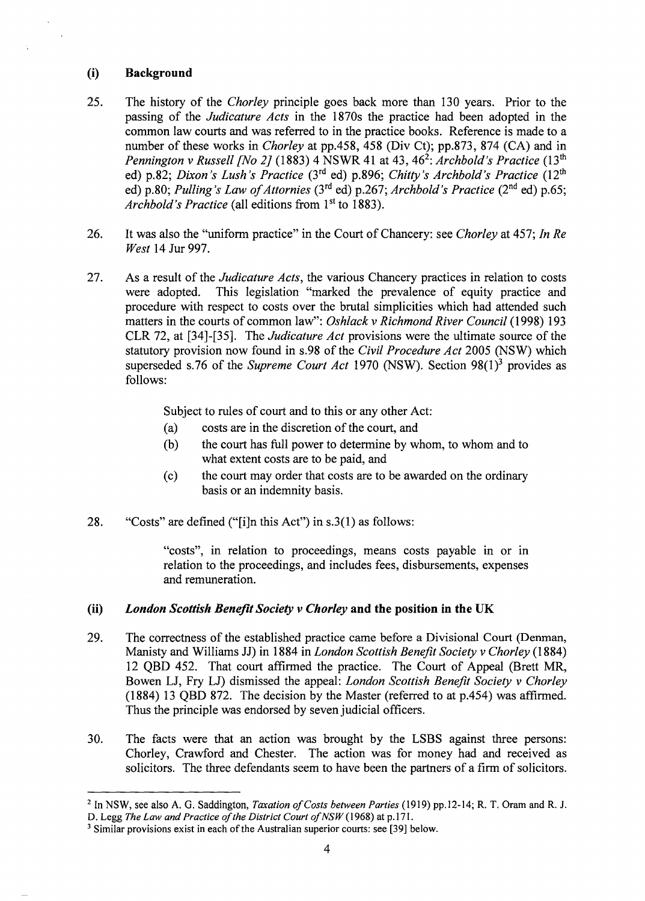### (i) Background

25. The history of the *Chorley* principle goes back more than 130 years. Prior to the passing of the *Judicature Acts* in the 1870s the practice had been adopted in the common law courts and was referred to in the practice books. Reference is made to a number of these works in *Chorley* at pp.458, 458 (Div Ct); pp.873, 874 (CA) and in *Pennington v Russell [No 2]* (1883) 4 NSWR 41 at 43, 46[2]: *Archbold's Practice* (13th ed) p.82; *Dixon's Lush's Practice* (3rd ed) p.896; *Chitty's Archbold's Practice* (12th ed) p.80; *Pulling's Law of Attornies* (3rd ed) p.267; *Archbold's Practice* (2nd ed) p.65; *Archbold's Practice* (all editions from 1st to 1883).

26. It was also the "uniform practice" in the Court of Chancery: see *Chorley* at 457; *In Re West* 14 Jur 997.

27. As a result of the *Judicature Acts*, the various Chancery practices in relation to costs were adopted. This legislation "marked the prevalence of equity practice and procedure with respect to costs over the brutal simplicities which had attended such matters in the courts of common law": *Oshlack v Richmond River Council* (1998) 193 CLR 72, at [34]-[35]. The *Judicature Act* provisions were the ultimate source of the statutory provision now found in s.98 of the *Civil Procedure Act* 2005 (NSW) which superseded s.76 of the *Supreme Court Act* 1970 (NSW). Section 98(1)[3] provides as follows:

   > Subject to rules of court and to this or any other Act:
   >
   > (a) costs are in the discretion of the court, and
   >
   > (b) the court has full power to determine by whom, to whom and to what extent costs are to be paid, and
   >
   > (c) the court may order that costs are to be awarded on the ordinary basis or an indemnity basis.

28. "Costs" are defined ("[i]n this Act") in s.3(1) as follows:

   > "costs", in relation to proceedings, means costs payable in or in relation to the proceedings, and includes fees, disbursements, expenses and remuneration.

### (ii) *London Scottish Benefit Society v Chorley* and the position in the UK

29. The correctness of the established practice came before a Divisional Court (Denman, Manisty and Williams JJ) in 1884 in *London Scottish Benefit Society v Chorley* (1884) 12 QBD 452. That court affirmed the practice. The Court of Appeal (Brett MR, Bowen LJ, Fry LJ) dismissed the appeal: *London Scottish Benefit Society v Chorley* (1884) 13 QBD 872. The decision by the Master (referred to at p.454) was affirmed. Thus the principle was endorsed by seven judicial officers.

30. The facts were that an action was brought by the LSBS against three persons: Chorley, Crawford and Chester. The action was for money had and received as solicitors. The three defendants seem to have been the partners of a firm of solicitors.

---

[2] In NSW, see also A. G. Saddington, *Taxation of Costs between Parties* (1919) pp.12-14; R. T. Oram and R. J. D. Legg *The Law and Practice of the District Court of NSW* (1968) at p.171.

[3] Similar provisions exist in each of the Australian superior courts: see [39] below.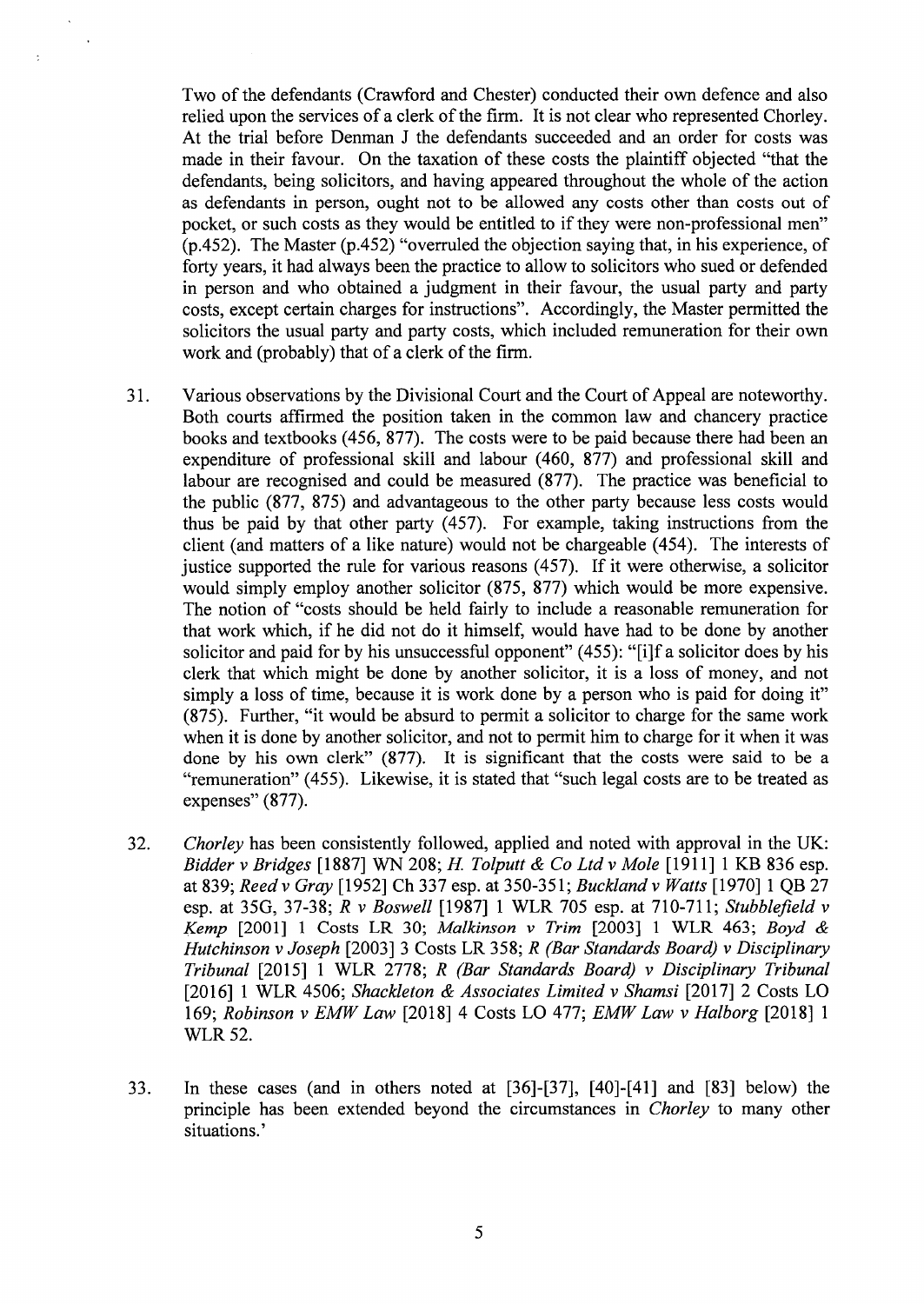Two of the defendants (Crawford and Chester) conducted their own defence and also relied upon the services of a clerk of the firm. It is not clear who represented Chorley. At the trial before Denman J the defendants succeeded and an order for costs was made in their favour. On the taxation of these costs the plaintiff objected "that the defendants, being solicitors, and having appeared throughout the whole of the action as defendants in person, ought not to be allowed any costs other than costs out of pocket, or such costs as they would be entitled to if they were non-professional men" (p.452). The Master (p.452) "overruled the objection saying that, in his experience, of forty years, it had always been the practice to allow to solicitors who sued or defended in person and who obtained a judgment in their favour, the usual party and party costs, except certain charges for instructions". Accordingly, the Master permitted the solicitors the usual party and party costs, which included remuneration for their own work and (probably) that of a clerk of the firm.

31. Various observations by the Divisional Court and the Court of Appeal are noteworthy. Both courts affirmed the position taken in the common law and chancery practice books and textbooks (456, 877). The costs were to be paid because there had been an expenditure of professional skill and labour (460, 877) and professional skill and labour are recognised and could be measured (877). The practice was beneficial to the public (877, 875) and advantageous to the other party because less costs would thus be paid by that other party (457). For example, taking instructions from the client (and matters of a like nature) would not be chargeable (454). The interests of justice supported the rule for various reasons (457). If it were otherwise, a solicitor would simply employ another solicitor (875, 877) which would be more expensive. The notion of "costs should be held fairly to include a reasonable remuneration for that work which, if he did not do it himself, would have had to be done by another solicitor and paid for by his unsuccessful opponent" (455): "[i]f a solicitor does by his clerk that which might be done by another solicitor, it is a loss of money, and not simply a loss of time, because it is work done by a person who is paid for doing it" (875). Further, "it would be absurd to permit a solicitor to charge for the same work when it is done by another solicitor, and not to permit him to charge for it when it was done by his own clerk" (877). It is significant that the costs were said to be a "remuneration" (455). Likewise, it is stated that "such legal costs are to be treated as expenses" (877).

32. *Chorley* has been consistently followed, applied and noted with approval in the UK: *Bidder v Bridges* [1887] WN 208; *H. Tolputt & Co Ltd v Mole* [1911] 1 KB 836 esp. at 839; *Reed v Gray* [1952] Ch 337 esp. at 350-351; *Buckland v Watts* [1970] 1 QB 27 esp. at 35G, 37-38; *R v Boswell* [1987] 1 WLR 705 esp. at 710-711; *Stubblefield v Kemp* [2001] 1 Costs LR 30; *Malkinson v Trim* [2003] 1 WLR 463; *Boyd & Hutchinson v Joseph* [2003] 3 Costs LR 358; *R (Bar Standards Board) v Disciplinary Tribunal* [2015] 1 WLR 2778; *R (Bar Standards Board) v Disciplinary Tribunal* [2016] 1 WLR 4506; *Shackleton & Associates Limited v Shamsi* [2017] 2 Costs LO 169; *Robinson v EMW Law* [2018] 4 Costs LO 477; *EMW Law v Halborg* [2018] 1 WLR 52.

33. In these cases (and in others noted at [36]-[37], [40]-[41] and [83] below) the principle has been extended beyond the circumstances in *Chorley* to many other situations.'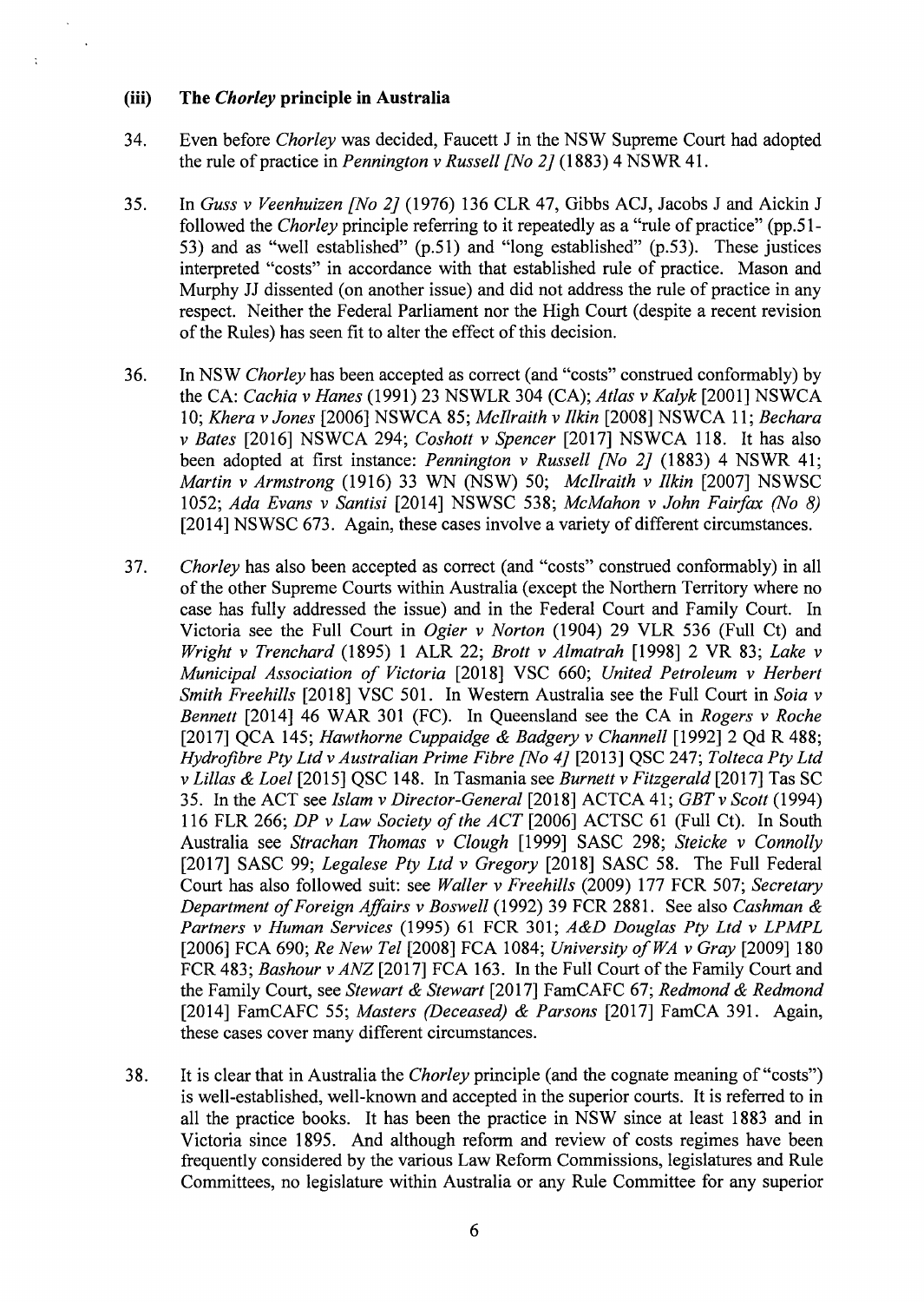### (iii) The *Chorley* principle in Australia

34. Even before *Chorley* was decided, Faucett J in the NSW Supreme Court had adopted the rule of practice in *Pennington v Russell [No 2]* (1883) 4 NSWR 41.

35. In *Guss v Veenhuizen [No 2]* (1976) 136 CLR 47, Gibbs ACJ, Jacobs J and Aickin J followed the *Chorley* principle referring to it repeatedly as a "rule of practice" (pp.51-53) and as "well established" (p.51) and "long established" (p.53). These justices interpreted "costs" in accordance with that established rule of practice. Mason and Murphy JJ dissented (on another issue) and did not address the rule of practice in any respect. Neither the Federal Parliament nor the High Court (despite a recent revision of the Rules) has seen fit to alter the effect of this decision.

36. In NSW *Chorley* has been accepted as correct (and "costs" construed conformably) by the CA: *Cachia v Hanes* (1991) 23 NSWLR 304 (CA); *Atlas v Kalyk* [2001] NSWCA 10; *Khera v Jones* [2006] NSWCA 85; *McIlraith v Ilkin* [2008] NSWCA 11; *Bechara v Bates* [2016] NSWCA 294; *Coshott v Spencer* [2017] NSWCA 118. It has also been adopted at first instance: *Pennington v Russell [No 2]* (1883) 4 NSWR 41; *Martin v Armstrong* (1916) 33 WN (NSW) 50; *McIlraith v Ilkin* [2007] NSWSC 1052; *Ada Evans v Santisi* [2014] NSWSC 538; *McMahon v John Fairfax (No 8)* [2014] NSWSC 673. Again, these cases involve a variety of different circumstances.

37. *Chorley* has also been accepted as correct (and "costs" construed conformably) in all of the other Supreme Courts within Australia (except the Northern Territory where no case has fully addressed the issue) and in the Federal Court and Family Court. In Victoria see the Full Court in *Ogier v Norton* (1904) 29 VLR 536 (Full Ct) and *Wright v Trenchard* (1895) 1 ALR 22; *Brott v Almatrah* [1998] 2 VR 83; *Lake v Municipal Association of Victoria* [2018] VSC 660; *United Petroleum v Herbert Smith Freehills* [2018] VSC 501. In Western Australia see the Full Court in *Soia v Bennett* [2014] 46 WAR 301 (FC). In Queensland see the CA in *Rogers v Roche* [2017] QCA 145; *Hawthorne Cuppaidge & Badgery v Channell* [1992] 2 Qd R 488; *Hydrofibre Pty Ltd v Australian Prime Fibre [No 4]* [2013] QSC 247; *Tolteca Pty Ltd v Lillas & Loel* [2015] QSC 148. In Tasmania see *Burnett v Fitzgerald* [2017] Tas SC 35. In the ACT see *Islam v Director-General* [2018] ACTCA 41; *GBT v Scott* (1994) 116 FLR 266; *DP v Law Society of the ACT* [2006] ACTSC 61 (Full Ct). In South Australia see *Strachan Thomas v Clough* [1999] SASC 298; *Steicke v Connolly* [2017] SASC 99; *Legalese Pty Ltd v Gregory* [2018] SASC 58. The Full Federal Court has also followed suit: see *Waller v Freehills* (2009) 177 FCR 507; *Secretary Department of Foreign Affairs v Boswell* (1992) 39 FCR 2881. See also *Cashman & Partners v Human Services* (1995) 61 FCR 301; *A&D Douglas Pty Ltd v LPMPL* [2006] FCA 690; *Re New Tel* [2008] FCA 1084; *University of WA v Gray* [2009] 180 FCR 483; *Bashour v ANZ* [2017] FCA 163. In the Full Court of the Family Court and the Family Court, see *Stewart & Stewart* [2017] FamCAFC 67; *Redmond & Redmond* [2014] FamCAFC 55; *Masters (Deceased) & Parsons* [2017] FamCA 391. Again, these cases cover many different circumstances.

38. It is clear that in Australia the *Chorley* principle (and the cognate meaning of "costs") is well-established, well-known and accepted in the superior courts. It is referred to in all the practice books. It has been the practice in NSW since at least 1883 and in Victoria since 1895. And although reform and review of costs regimes have been frequently considered by the various Law Reform Commissions, legislatures and Rule Committees, no legislature within Australia or any Rule Committee for any superior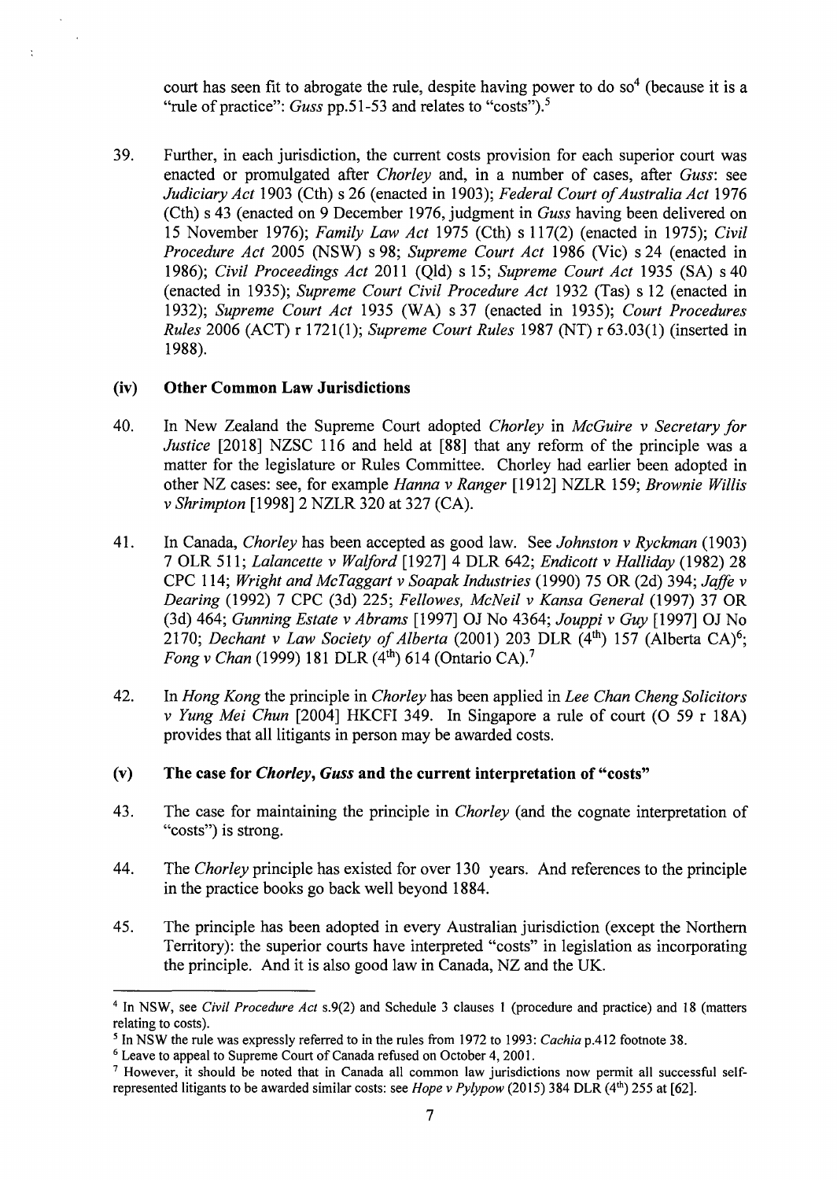court has seen fit to abrogate the rule, despite having power to do so[4] (because it is a "rule of practice": *Guss* pp.51-53 and relates to "costs").[5]

39. Further, in each jurisdiction, the current costs provision for each superior court was enacted or promulgated after *Chorley* and, in a number of cases, after *Guss*: see *Judiciary Act* 1903 (Cth) s 26 (enacted in 1903); *Federal Court of Australia Act* 1976 (Cth) s 43 (enacted on 9 December 1976, judgment in *Guss* having been delivered on 15 November 1976); *Family Law Act* 1975 (Cth) s 117(2) (enacted in 1975); *Civil Procedure Act* 2005 (NSW) s 98; *Supreme Court Act* 1986 (Vic) s 24 (enacted in 1986); *Civil Proceedings Act* 2011 (Qld) s 15; *Supreme Court Act* 1935 (SA) s 40 (enacted in 1935); *Supreme Court Civil Procedure Act* 1932 (Tas) s 12 (enacted in 1932); *Supreme Court Act* 1935 (WA) s 37 (enacted in 1935); *Court Procedures Rules* 2006 (ACT) r 1721(1); *Supreme Court Rules* 1987 (NT) r 63.03(1) (inserted in 1988).

### (iv) Other Common Law Jurisdictions

40. In New Zealand the Supreme Court adopted *Chorley* in *McGuire v Secretary for Justice* [2018] NZSC 116 and held at [88] that any reform of the principle was a matter for the legislature or Rules Committee. Chorley had earlier been adopted in other NZ cases: see, for example *Hanna v Ranger* [1912] NZLR 159; *Brownie Willis v Shrimpton* [1998] 2 NZLR 320 at 327 (CA).

41. In Canada, *Chorley* has been accepted as good law. See *Johnston v Ryckman* (1903) 7 OLR 511; *Lalancette v Walford* [1927] 4 DLR 642; *Endicott v Halliday* (1982) 28 CPC 114; *Wright and McTaggart v Soapak Industries* (1990) 75 OR (2d) 394; *Jaffe v Dearing* (1992) 7 CPC (3d) 225; *Fellowes, McNeil v Kansa General* (1997) 37 OR (3d) 464; *Gunning Estate v Abrams* [1997] OJ No 4364; *Jouppi v Guy* [1997] OJ No 2170; *Dechant v Law Society of Alberta* (2001) 203 DLR (4th) 157 (Alberta CA)[6]; *Fong v Chan* (1999) 181 DLR (4th) 614 (Ontario CA).[7]

42. In *Hong Kong* the principle in *Chorley* has been applied in *Lee Chan Cheng Solicitors v Yung Mei Chun* [2004] HKCFI 349. In Singapore a rule of court (O 59 r 18A) provides that all litigants in person may be awarded costs.

### (v) The case for *Chorley*, *Guss* and the current interpretation of "costs"

43. The case for maintaining the principle in *Chorley* (and the cognate interpretation of "costs") is strong.

44. The *Chorley* principle has existed for over 130 years. And references to the principle in the practice books go back well beyond 1884.

45. The principle has been adopted in every Australian jurisdiction (except the Northern Territory): the superior courts have interpreted "costs" in legislation as incorporating the principle. And it is also good law in Canada, NZ and the UK.

---

[4] In NSW, see *Civil Procedure Act* s.9(2) and Schedule 3 clauses 1 (procedure and practice) and 18 (matters relating to costs).

[5] In NSW the rule was expressly referred to in the rules from 1972 to 1993: *Cachia* p.412 footnote 38.

[6] Leave to appeal to Supreme Court of Canada refused on October 4, 2001.

[7] However, it should be noted that in Canada all common law jurisdictions now permit all successful self-represented litigants to be awarded similar costs: see *Hope v Pylypow* (2015) 384 DLR (4th) 255 at [62].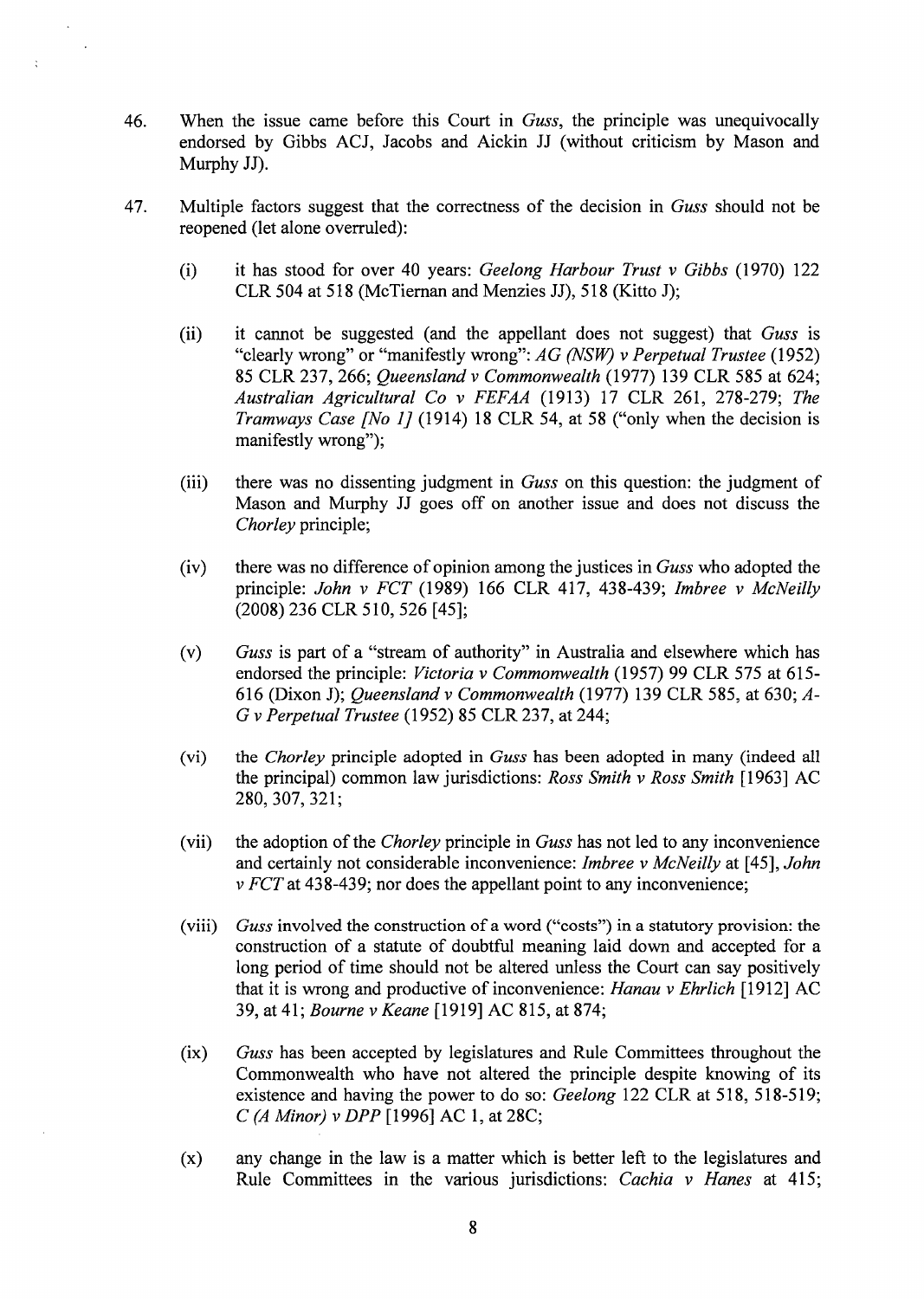46. When the issue came before this Court in *Guss*, the principle was unequivocally endorsed by Gibbs ACJ, Jacobs and Aickin JJ (without criticism by Mason and Murphy JJ).

47. Multiple factors suggest that the correctness of the decision in *Guss* should not be reopened (let alone overruled):

    (i) it has stood for over 40 years: *Geelong Harbour Trust v Gibbs* (1970) 122 CLR 504 at 518 (McTiernan and Menzies JJ), 518 (Kitto J);

    (ii) it cannot be suggested (and the appellant does not suggest) that *Guss* is "clearly wrong" or "manifestly wrong": *AG (NSW) v Perpetual Trustee* (1952) 85 CLR 237, 266; *Queensland v Commonwealth* (1977) 139 CLR 585 at 624; *Australian Agricultural Co v FEFAA* (1913) 17 CLR 261, 278-279; *The Tramways Case [No 1]* (1914) 18 CLR 54, at 58 ("only when the decision is manifestly wrong");

    (iii) there was no dissenting judgment in *Guss* on this question: the judgment of Mason and Murphy JJ goes off on another issue and does not discuss the *Chorley* principle;

    (iv) there was no difference of opinion among the justices in *Guss* who adopted the principle: *John v FCT* (1989) 166 CLR 417, 438-439; *Imbree v McNeilly* (2008) 236 CLR 510, 526 [45];

    (v) *Guss* is part of a "stream of authority" in Australia and elsewhere which has endorsed the principle: *Victoria v Commonwealth* (1957) 99 CLR 575 at 615-616 (Dixon J); *Queensland v Commonwealth* (1977) 139 CLR 585, at 630; *A-G v Perpetual Trustee* (1952) 85 CLR 237, at 244;

    (vi) the *Chorley* principle adopted in *Guss* has been adopted in many (indeed all the principal) common law jurisdictions: *Ross Smith v Ross Smith* [1963] AC 280, 307, 321;

    (vii) the adoption of the *Chorley* principle in *Guss* has not led to any inconvenience and certainly not considerable inconvenience: *Imbree v McNeilly* at [45], *John v FCT* at 438-439; nor does the appellant point to any inconvenience;

    (viii) *Guss* involved the construction of a word ("costs") in a statutory provision: the construction of a statute of doubtful meaning laid down and accepted for a long period of time should not be altered unless the Court can say positively that it is wrong and productive of inconvenience: *Hanau v Ehrlich* [1912] AC 39, at 41; *Bourne v Keane* [1919] AC 815, at 874;

    (ix) *Guss* has been accepted by legislatures and Rule Committees throughout the Commonwealth who have not altered the principle despite knowing of its existence and having the power to do so: *Geelong* 122 CLR at 518, 518-519; *C (A Minor) v DPP* [1996] AC 1, at 28C;

    (x) any change in the law is a matter which is better left to the legislatures and Rule Committees in the various jurisdictions: *Cachia v Hanes* at 415;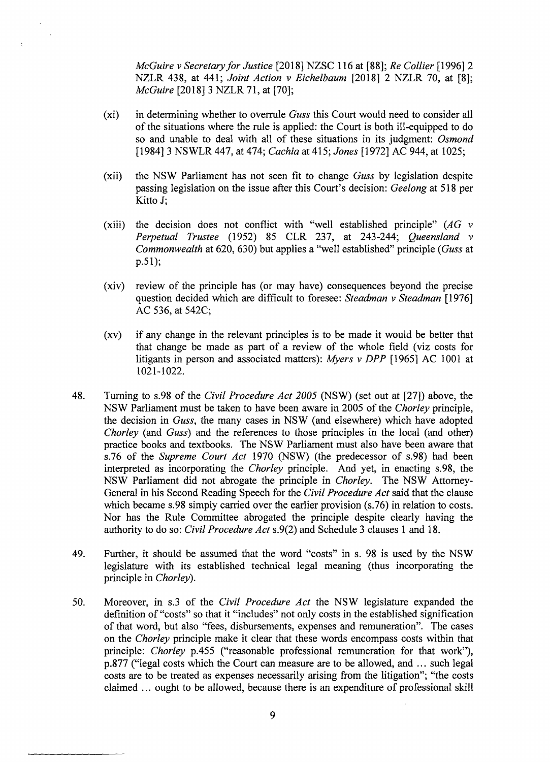*McGuire v Secretary for Justice* [2018] NZSC 116 at [88]; *Re Collier* [1996] 2 NZLR 438, at 441; *Joint Action v Eichelbaum* [2018] 2 NZLR 70, at [8]; *McGuire* [2018] 3 NZLR 71, at [70];

(xi) in determining whether to overrule *Guss* this Court would need to consider all of the situations where the rule is applied: the Court is both ill-equipped to do so and unable to deal with all of these situations in its judgment: *Osmond* [1984] 3 NSWLR 447, at 474; *Cachia* at 415; *Jones* [1972] AC 944, at 1025;

(xii) the NSW Parliament has not seen fit to change *Guss* by legislation despite passing legislation on the issue after this Court's decision: *Geelong* at 518 per Kitto J;

(xiii) the decision does not conflict with "well established principle" (*AG v Perpetual Trustee* (1952) 85 CLR 237, at 243-244; *Queensland v Commonwealth* at 620, 630) but applies a "well established" principle (*Guss* at p.51);

(xiv) review of the principle has (or may have) consequences beyond the precise question decided which are difficult to foresee: *Steadman v Steadman* [1976] AC 536, at 542C;

(xv) if any change in the relevant principles is to be made it would be better that that change be made as part of a review of the whole field (viz costs for litigants in person and associated matters): *Myers v DPP* [1965] AC 1001 at 1021-1022.

48. Turning to s.98 of the *Civil Procedure Act 2005* (NSW) (set out at [27]) above, the NSW Parliament must be taken to have been aware in 2005 of the *Chorley* principle, the decision in *Guss*, the many cases in NSW (and elsewhere) which have adopted *Chorley* (and *Guss*) and the references to those principles in the local (and other) practice books and textbooks. The NSW Parliament must also have been aware that s.76 of the *Supreme Court Act* 1970 (NSW) (the predecessor of s.98) had been interpreted as incorporating the *Chorley* principle. And yet, in enacting s.98, the NSW Parliament did not abrogate the principle in *Chorley*. The NSW Attorney-General in his Second Reading Speech for the *Civil Procedure Act* said that the clause which became s.98 simply carried over the earlier provision (s.76) in relation to costs. Nor has the Rule Committee abrogated the principle despite clearly having the authority to do so: *Civil Procedure Act* s.9(2) and Schedule 3 clauses 1 and 18.

49. Further, it should be assumed that the word "costs" in s. 98 is used by the NSW legislature with its established technical legal meaning (thus incorporating the principle in *Chorley*).

50. Moreover, in s.3 of the *Civil Procedure Act* the NSW legislature expanded the definition of "costs" so that it "includes" not only costs in the established signification of that word, but also "fees, disbursements, expenses and remuneration". The cases on the *Chorley* principle make it clear that these words encompass costs within that principle: *Chorley* p.455 ("reasonable professional remuneration for that work"), p.877 ("legal costs which the Court can measure are to be allowed, and ... such legal costs are to be treated as expenses necessarily arising from the litigation"; "the costs claimed ... ought to be allowed, because there is an expenditure of professional skill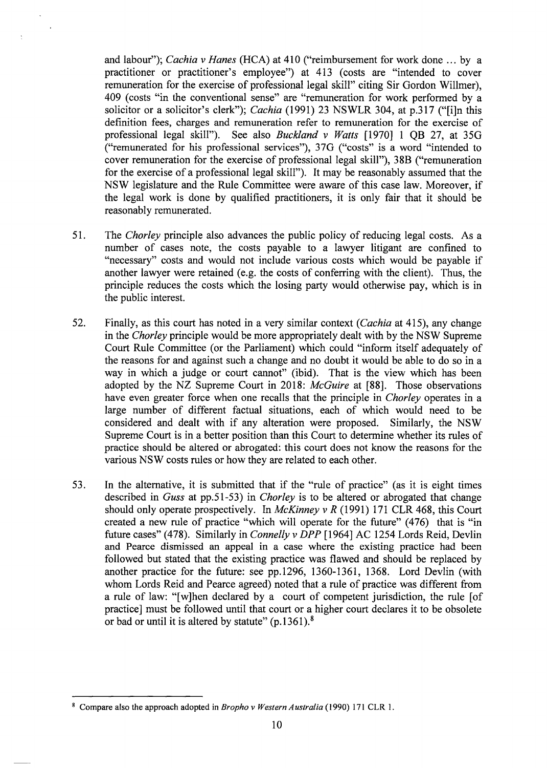and labour"); *Cachia v Hanes* (HCA) at 410 ("reimbursement for work done ... by a practitioner or practitioner's employee") at 413 (costs are "intended to cover remuneration for the exercise of professional legal skill" citing Sir Gordon Willmer), 409 (costs "in the conventional sense" are "remuneration for work performed by a solicitor or a solicitor's clerk"); *Cachia* (1991) 23 NSWLR 304, at p.317 ("[i]n this definition fees, charges and remuneration refer to remuneration for the exercise of professional legal skill"). See also *Buckland v Watts* [1970] 1 QB 27, at 35G ("remunerated for his professional services"), 37G ("costs" is a word "intended to cover remuneration for the exercise of professional legal skill"), 38B ("remuneration for the exercise of a professional legal skill"). It may be reasonably assumed that the NSW legislature and the Rule Committee were aware of this case law. Moreover, if the legal work is done by qualified practitioners, it is only fair that it should be reasonably remunerated.

51. The *Chorley* principle also advances the public policy of reducing legal costs. As a number of cases note, the costs payable to a lawyer litigant are confined to "necessary" costs and would not include various costs which would be payable if another lawyer were retained (e.g. the costs of conferring with the client). Thus, the principle reduces the costs which the losing party would otherwise pay, which is in the public interest.

52. Finally, as this court has noted in a very similar context (*Cachia* at 415), any change in the *Chorley* principle would be more appropriately dealt with by the NSW Supreme Court Rule Committee (or the Parliament) which could "inform itself adequately of the reasons for and against such a change and no doubt it would be able to do so in a way in which a judge or court cannot" (ibid). That is the view which has been adopted by the NZ Supreme Court in 2018: *McGuire* at [88]. Those observations have even greater force when one recalls that the principle in *Chorley* operates in a large number of different factual situations, each of which would need to be considered and dealt with if any alteration were proposed. Similarly, the NSW Supreme Court is in a better position than this Court to determine whether its rules of practice should be altered or abrogated: this court does not know the reasons for the various NSW costs rules or how they are related to each other.

53. In the alternative, it is submitted that if the "rule of practice" (as it is eight times described in *Guss* at pp.51-53) in *Chorley* is to be altered or abrogated that change should only operate prospectively. In *McKinney v R* (1991) 171 CLR 468, this Court created a new rule of practice "which will operate for the future" (476) that is "in future cases" (478). Similarly in *Connelly v DPP* [1964] AC 1254 Lords Reid, Devlin and Pearce dismissed an appeal in a case where the existing practice had been followed but stated that the existing practice was flawed and should be replaced by another practice for the future: see pp.1296, 1360-1361, 1368. Lord Devlin (with whom Lords Reid and Pearce agreed) noted that a rule of practice was different from a rule of law: "[w]hen declared by a court of competent jurisdiction, the rule [of practice] must be followed until that court or a higher court declares it to be obsolete or bad or until it is altered by statute" (p.1361).[8]

[8] Compare also the approach adopted in *Bropho v Western Australia* (1990) 171 CLR 1.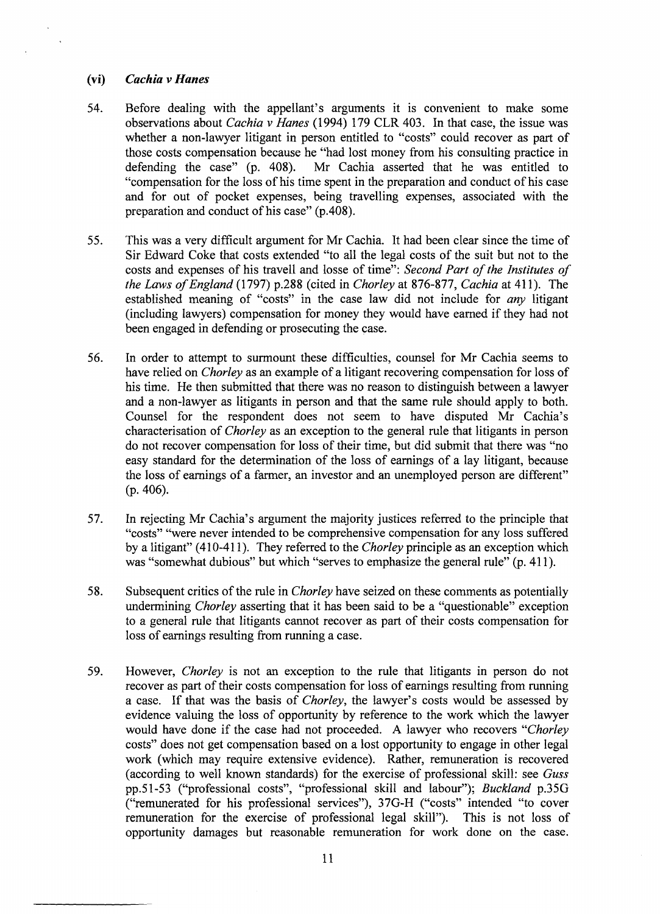### (vi) *Cachia v Hanes*

54. Before dealing with the appellant's arguments it is convenient to make some observations about *Cachia v Hanes* (1994) 179 CLR 403. In that case, the issue was whether a non-lawyer litigant in person entitled to "costs" could recover as part of those costs compensation because he "had lost money from his consulting practice in defending the case" (p. 408). Mr Cachia asserted that he was entitled to "compensation for the loss of his time spent in the preparation and conduct of his case and for out of pocket expenses, being travelling expenses, associated with the preparation and conduct of his case" (p.408).

55. This was a very difficult argument for Mr Cachia. It had been clear since the time of Sir Edward Coke that costs extended "to all the legal costs of the suit but not to the costs and expenses of his travell and losse of time": *Second Part of the Institutes of the Laws of England* (1797) p.288 (cited in *Chorley* at 876-877, *Cachia* at 411). The established meaning of "costs" in the case law did not include for *any* litigant (including lawyers) compensation for money they would have earned if they had not been engaged in defending or prosecuting the case.

56. In order to attempt to surmount these difficulties, counsel for Mr Cachia seems to have relied on *Chorley* as an example of a litigant recovering compensation for loss of his time. He then submitted that there was no reason to distinguish between a lawyer and a non-lawyer as litigants in person and that the same rule should apply to both. Counsel for the respondent does not seem to have disputed Mr Cachia's characterisation of *Chorley* as an exception to the general rule that litigants in person do not recover compensation for loss of their time, but did submit that there was "no easy standard for the determination of the loss of earnings of a lay litigant, because the loss of earnings of a farmer, an investor and an unemployed person are different" (p. 406).

57. In rejecting Mr Cachia's argument the majority justices referred to the principle that "costs" "were never intended to be comprehensive compensation for any loss suffered by a litigant" (410-411). They referred to the *Chorley* principle as an exception which was "somewhat dubious" but which "serves to emphasize the general rule" (p. 411).

58. Subsequent critics of the rule in *Chorley* have seized on these comments as potentially undermining *Chorley* asserting that it has been said to be a "questionable" exception to a general rule that litigants cannot recover as part of their costs compensation for loss of earnings resulting from running a case.

59. However, *Chorley* is not an exception to the rule that litigants in person do not recover as part of their costs compensation for loss of earnings resulting from running a case. If that was the basis of *Chorley*, the lawyer's costs would be assessed by evidence valuing the loss of opportunity by reference to the work which the lawyer would have done if the case had not proceeded. A lawyer who recovers "*Chorley* costs" does not get compensation based on a lost opportunity to engage in other legal work (which may require extensive evidence). Rather, remuneration is recovered (according to well known standards) for the exercise of professional skill: see *Guss* pp.51-53 ("professional costs", "professional skill and labour"); *Buckland* p.35G ("remunerated for his professional services"), 37G-H ("costs" intended "to cover remuneration for the exercise of professional legal skill"). This is not loss of opportunity damages but reasonable remuneration for work done on the case.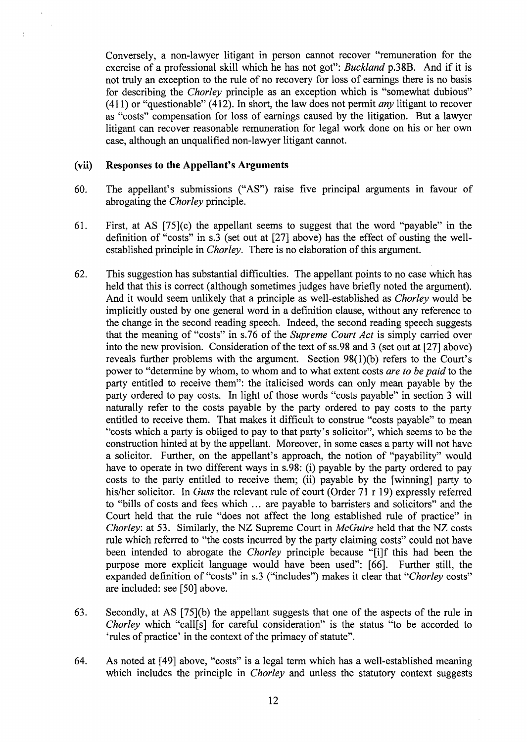Conversely, a non-lawyer litigant in person cannot recover "remuneration for the exercise of a professional skill which he has not got": *Buckland* p.38B. And if it is not truly an exception to the rule of no recovery for loss of earnings there is no basis for describing the *Chorley* principle as an exception which is "somewhat dubious" (411) or "questionable" (412). In short, the law does not permit *any* litigant to recover as "costs" compensation for loss of earnings caused by the litigation. But a lawyer litigant can recover reasonable remuneration for legal work done on his or her own case, although an unqualified non-lawyer litigant cannot.

### (vii) Responses to the Appellant's Arguments

60. The appellant's submissions ("AS") raise five principal arguments in favour of abrogating the *Chorley* principle.

61. First, at AS [75](c) the appellant seems to suggest that the word "payable" in the definition of "costs" in s.3 (set out at [27] above) has the effect of ousting the well-established principle in *Chorley*. There is no elaboration of this argument.

62. This suggestion has substantial difficulties. The appellant points to no case which has held that this is correct (although sometimes judges have briefly noted the argument). And it would seem unlikely that a principle as well-established as *Chorley* would be implicitly ousted by one general word in a definition clause, without any reference to the change in the second reading speech. Indeed, the second reading speech suggests that the meaning of "costs" in s.76 of the *Supreme Court Act* is simply carried over into the new provision. Consideration of the text of ss.98 and 3 (set out at [27] above) reveals further problems with the argument. Section 98(1)(b) refers to the Court's power to "determine by whom, to whom and to what extent costs *are to be paid* to the party entitled to receive them": the italicised words can only mean payable by the party ordered to pay costs. In light of those words "costs payable" in section 3 will naturally refer to the costs payable by the party ordered to pay costs to the party entitled to receive them. That makes it difficult to construe "costs payable" to mean "costs which a party is obliged to pay to that party's solicitor", which seems to be the construction hinted at by the appellant. Moreover, in some cases a party will not have a solicitor. Further, on the appellant's approach, the notion of "payability" would have to operate in two different ways in s.98: (i) payable by the party ordered to pay costs to the party entitled to receive them; (ii) payable by the [winning] party to his/her solicitor. In *Guss* the relevant rule of court (Order 71 r 19) expressly referred to "bills of costs and fees which ... are payable to barristers and solicitors" and the Court held that the rule "does not affect the long established rule of practice" in *Chorley*: at 53. Similarly, the NZ Supreme Court in *McGuire* held that the NZ costs rule which referred to "the costs incurred by the party claiming costs" could not have been intended to abrogate the *Chorley* principle because "[i]f this had been the purpose more explicit language would have been used": [66]. Further still, the expanded definition of "costs" in s.3 ("includes") makes it clear that "*Chorley* costs" are included: see [50] above.

63. Secondly, at AS [75](b) the appellant suggests that one of the aspects of the rule in *Chorley* which "call[s] for careful consideration" is the status "to be accorded to 'rules of practice' in the context of the primacy of statute".

64. As noted at [49] above, "costs" is a legal term which has a well-established meaning which includes the principle in *Chorley* and unless the statutory context suggests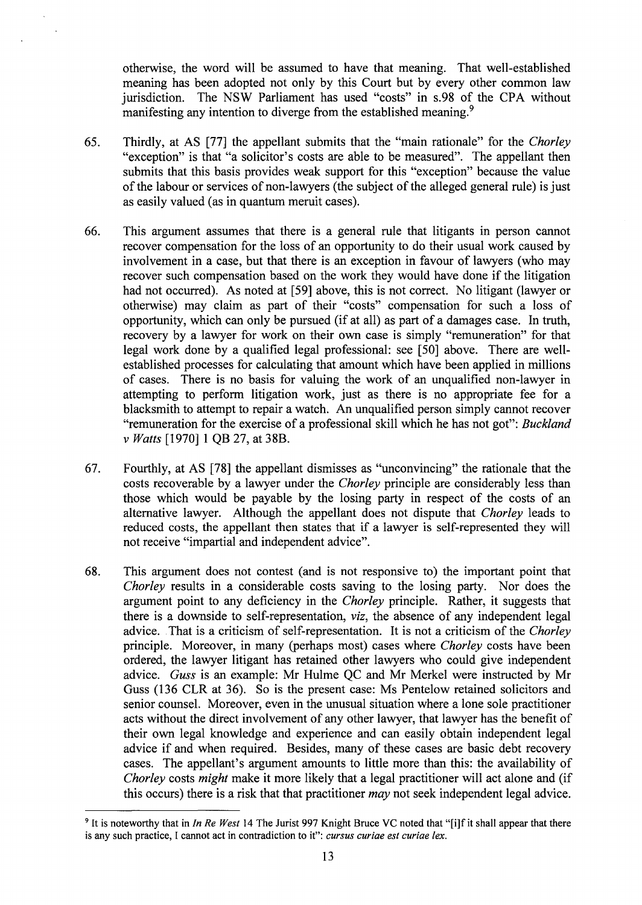otherwise, the word will be assumed to have that meaning. That well-established meaning has been adopted not only by this Court but by every other common law jurisdiction. The NSW Parliament has used "costs" in s.98 of the CPA without manifesting any intention to diverge from the established meaning.[9]

65. Thirdly, at AS [77] the appellant submits that the "main rationale" for the *Chorley* "exception" is that "a solicitor's costs are able to be measured". The appellant then submits that this basis provides weak support for this "exception" because the value of the labour or services of non-lawyers (the subject of the alleged general rule) is just as easily valued (as in quantum meruit cases).

66. This argument assumes that there is a general rule that litigants in person cannot recover compensation for the loss of an opportunity to do their usual work caused by involvement in a case, but that there is an exception in favour of lawyers (who may recover such compensation based on the work they would have done if the litigation had not occurred). As noted at [59] above, this is not correct. No litigant (lawyer or otherwise) may claim as part of their "costs" compensation for such a loss of opportunity, which can only be pursued (if at all) as part of a damages case. In truth, recovery by a lawyer for work on their own case is simply "remuneration" for that legal work done by a qualified legal professional: see [50] above. There are well-established processes for calculating that amount which have been applied in millions of cases. There is no basis for valuing the work of an unqualified non-lawyer in attempting to perform litigation work, just as there is no appropriate fee for a blacksmith to attempt to repair a watch. An unqualified person simply cannot recover "remuneration for the exercise of a professional skill which he has not got": *Buckland v Watts* [1970] 1 QB 27, at 38B.

67. Fourthly, at AS [78] the appellant dismisses as "unconvincing" the rationale that the costs recoverable by a lawyer under the *Chorley* principle are considerably less than those which would be payable by the losing party in respect of the costs of an alternative lawyer. Although the appellant does not dispute that *Chorley* leads to reduced costs, the appellant then states that if a lawyer is self-represented they will not receive "impartial and independent advice".

68. This argument does not contest (and is not responsive to) the important point that *Chorley* results in a considerable costs saving to the losing party. Nor does the argument point to any deficiency in the *Chorley* principle. Rather, it suggests that there is a downside to self-representation, *viz*, the absence of any independent legal advice. That is a criticism of self-representation. It is not a criticism of the *Chorley* principle. Moreover, in many (perhaps most) cases where *Chorley* costs have been ordered, the lawyer litigant has retained other lawyers who could give independent advice. *Guss* is an example: Mr Hulme QC and Mr Merkel were instructed by Mr Guss (136 CLR at 36). So is the present case: Ms Pentelow retained solicitors and senior counsel. Moreover, even in the unusual situation where a lone sole practitioner acts without the direct involvement of any other lawyer, that lawyer has the benefit of their own legal knowledge and experience and can easily obtain independent legal advice if and when required. Besides, many of these cases are basic debt recovery cases. The appellant's argument amounts to little more than this: the availability of *Chorley* costs *might* make it more likely that a legal practitioner will act alone and (if this occurs) there is a risk that that practitioner *may* not seek independent legal advice.

---

[9] It is noteworthy that in *In Re West* 14 The Jurist 997 Knight Bruce VC noted that "[i]f it shall appear that there is any such practice, I cannot act in contradiction to it": *cursus curiae est curiae lex.*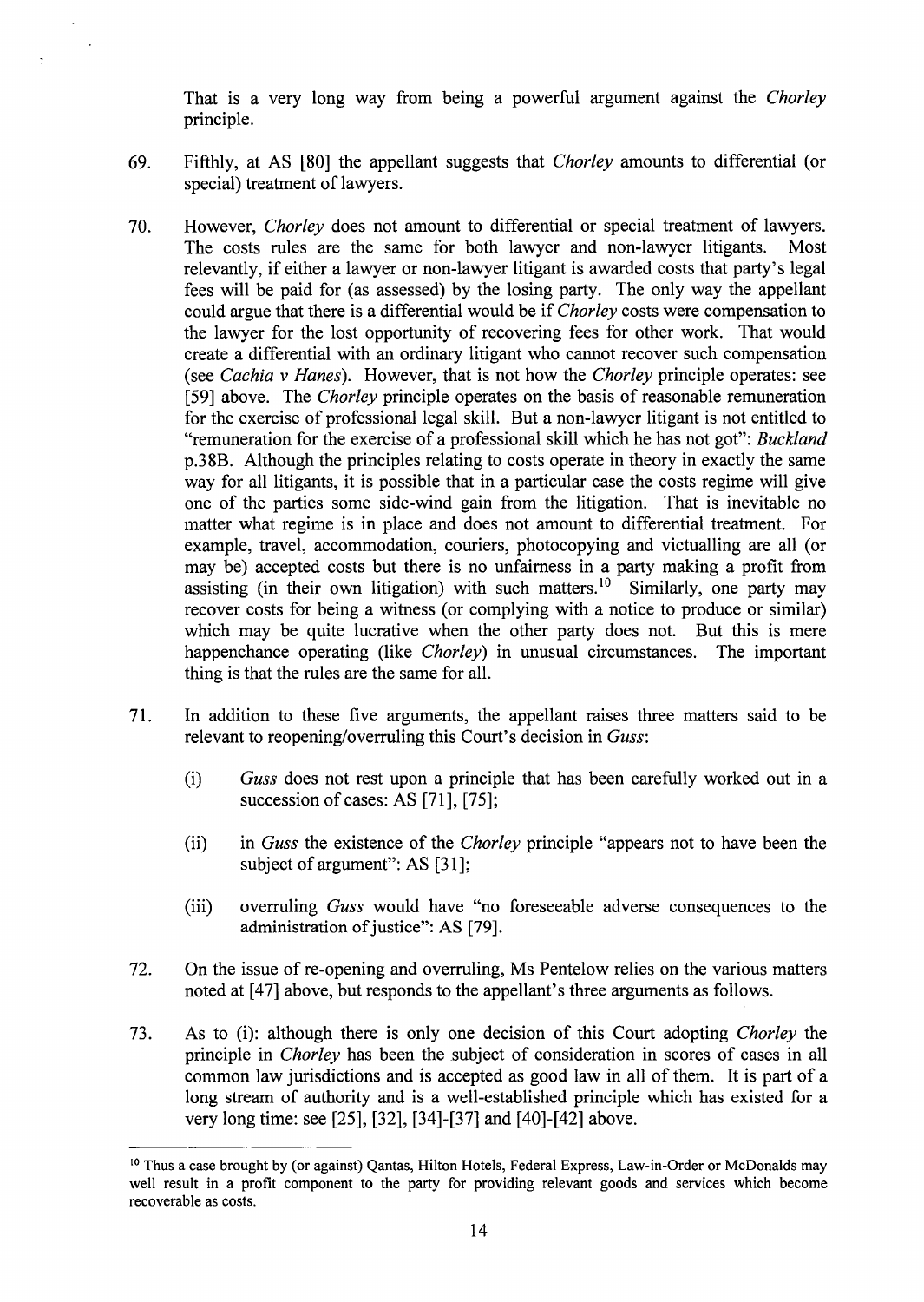That is a very long way from being a powerful argument against the *Chorley* principle.

69. Fifthly, at AS [80] the appellant suggests that *Chorley* amounts to differential (or special) treatment of lawyers.

70. However, *Chorley* does not amount to differential or special treatment of lawyers. The costs rules are the same for both lawyer and non-lawyer litigants. Most relevantly, if either a lawyer or non-lawyer litigant is awarded costs that party's legal fees will be paid for (as assessed) by the losing party. The only way the appellant could argue that there is a differential would be if *Chorley* costs were compensation to the lawyer for the lost opportunity of recovering fees for other work. That would create a differential with an ordinary litigant who cannot recover such compensation (see *Cachia v Hanes*). However, that is not how the *Chorley* principle operates: see [59] above. The *Chorley* principle operates on the basis of reasonable remuneration for the exercise of professional legal skill. But a non-lawyer litigant is not entitled to "remuneration for the exercise of a professional skill which he has not got": *Buckland* p.38B. Although the principles relating to costs operate in theory in exactly the same way for all litigants, it is possible that in a particular case the costs regime will give one of the parties some side-wind gain from the litigation. That is inevitable no matter what regime is in place and does not amount to differential treatment. For example, travel, accommodation, couriers, photocopying and victualling are all (or may be) accepted costs but there is no unfairness in a party making a profit from assisting (in their own litigation) with such matters.[10] Similarly, one party may recover costs for being a witness (or complying with a notice to produce or similar) which may be quite lucrative when the other party does not. But this is mere happenchance operating (like *Chorley*) in unusual circumstances. The important thing is that the rules are the same for all.

71. In addition to these five arguments, the appellant raises three matters said to be relevant to reopening/overruling this Court's decision in *Guss*:

    (i) *Guss* does not rest upon a principle that has been carefully worked out in a succession of cases: AS [71], [75];

    (ii) in *Guss* the existence of the *Chorley* principle "appears not to have been the subject of argument": AS [31];

    (iii) overruling *Guss* would have "no foreseeable adverse consequences to the administration of justice": AS [79].

72. On the issue of re-opening and overruling, Ms Pentelow relies on the various matters noted at [47] above, but responds to the appellant's three arguments as follows.

73. As to (i): although there is only one decision of this Court adopting *Chorley* the principle in *Chorley* has been the subject of consideration in scores of cases in all common law jurisdictions and is accepted as good law in all of them. It is part of a long stream of authority and is a well-established principle which has existed for a very long time: see [25], [32], [34]-[37] and [40]-[42] above.

---

[10] Thus a case brought by (or against) Qantas, Hilton Hotels, Federal Express, Law-in-Order or McDonalds may well result in a profit component to the party for providing relevant goods and services which become recoverable as costs.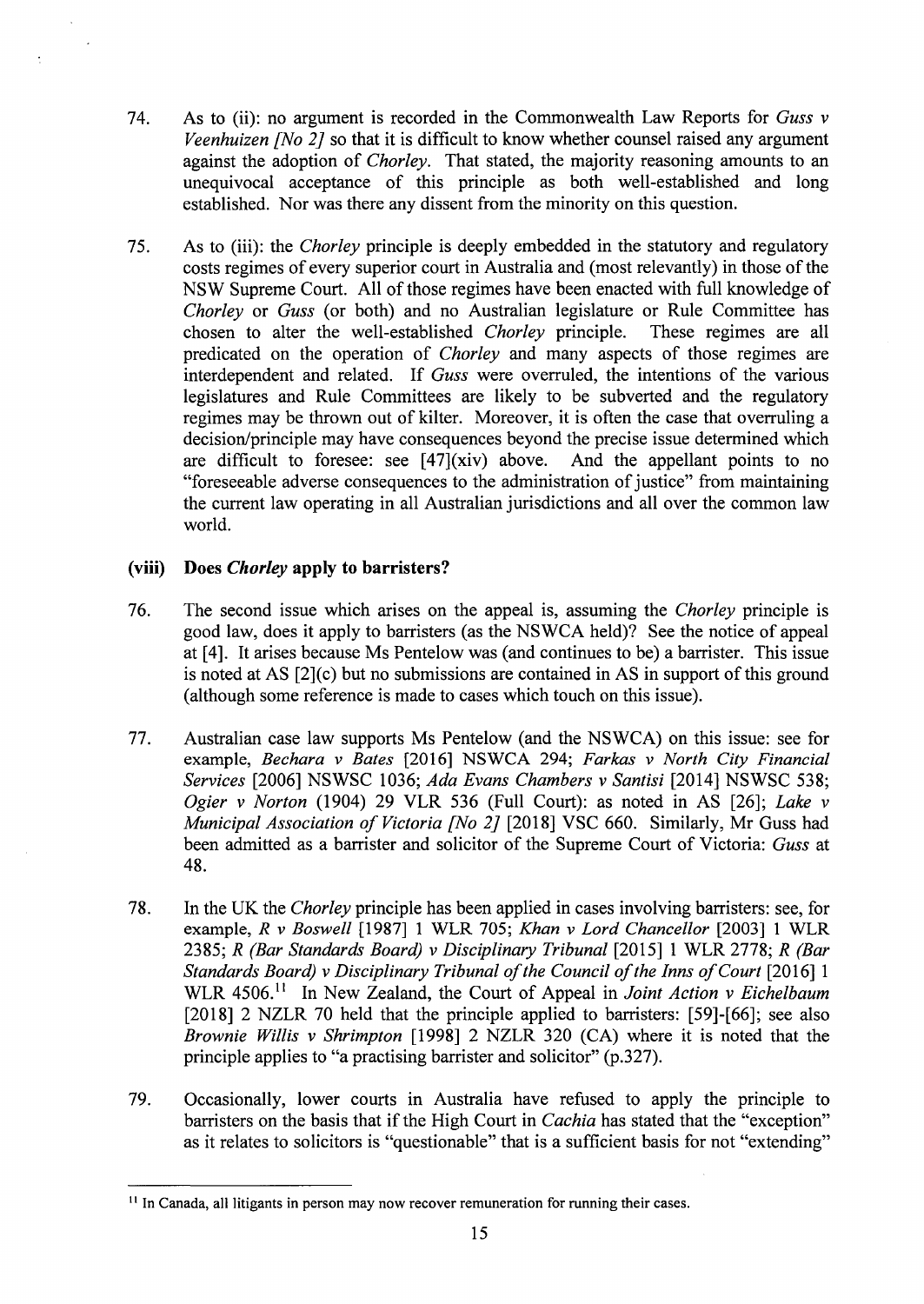74. As to (ii): no argument is recorded in the Commonwealth Law Reports for *Guss v Veenhuizen [No 2]* so that it is difficult to know whether counsel raised any argument against the adoption of *Chorley*. That stated, the majority reasoning amounts to an unequivocal acceptance of this principle as both well-established and long established. Nor was there any dissent from the minority on this question.

75. As to (iii): the *Chorley* principle is deeply embedded in the statutory and regulatory costs regimes of every superior court in Australia and (most relevantly) in those of the NSW Supreme Court. All of those regimes have been enacted with full knowledge of *Chorley* or *Guss* (or both) and no Australian legislature or Rule Committee has chosen to alter the well-established *Chorley* principle. These regimes are all predicated on the operation of *Chorley* and many aspects of those regimes are interdependent and related. If *Guss* were overruled, the intentions of the various legislatures and Rule Committees are likely to be subverted and the regulatory regimes may be thrown out of kilter. Moreover, it is often the case that overruling a decision/principle may have consequences beyond the precise issue determined which are difficult to foresee: see [47](xiv) above. And the appellant points to no "foreseeable adverse consequences to the administration of justice" from maintaining the current law operating in all Australian jurisdictions and all over the common law world.

### (viii) Does *Chorley* apply to barristers?

76. The second issue which arises on the appeal is, assuming the *Chorley* principle is good law, does it apply to barristers (as the NSWCA held)? See the notice of appeal at [4]. It arises because Ms Pentelow was (and continues to be) a barrister. This issue is noted at AS [2](c) but no submissions are contained in AS in support of this ground (although some reference is made to cases which touch on this issue).

77. Australian case law supports Ms Pentelow (and the NSWCA) on this issue: see for example, *Bechara v Bates* [2016] NSWCA 294; *Farkas v North City Financial Services* [2006] NSWSC 1036; *Ada Evans Chambers v Santisi* [2014] NSWSC 538; *Ogier v Norton* (1904) 29 VLR 536 (Full Court): as noted in AS [26]; *Lake v Municipal Association of Victoria [No 2]* [2018] VSC 660. Similarly, Mr Guss had been admitted as a barrister and solicitor of the Supreme Court of Victoria: *Guss* at 48.

78. In the UK the *Chorley* principle has been applied in cases involving barristers: see, for example, *R v Boswell* [1987] 1 WLR 705; *Khan v Lord Chancellor* [2003] 1 WLR 2385; *R (Bar Standards Board) v Disciplinary Tribunal* [2015] 1 WLR 2778; *R (Bar Standards Board) v Disciplinary Tribunal of the Council of the Inns of Court* [2016] 1 WLR 4506.[11] In New Zealand, the Court of Appeal in *Joint Action v Eichelbaum* [2018] 2 NZLR 70 held that the principle applied to barristers: [59]-[66]; see also *Brownie Willis v Shrimpton* [1998] 2 NZLR 320 (CA) where it is noted that the principle applies to "a practising barrister and solicitor" (p.327).

79. Occasionally, lower courts in Australia have refused to apply the principle to barristers on the basis that if the High Court in *Cachia* has stated that the "exception" as it relates to solicitors is "questionable" that is a sufficient basis for not "extending"

[11] In Canada, all litigants in person may now recover remuneration for running their cases.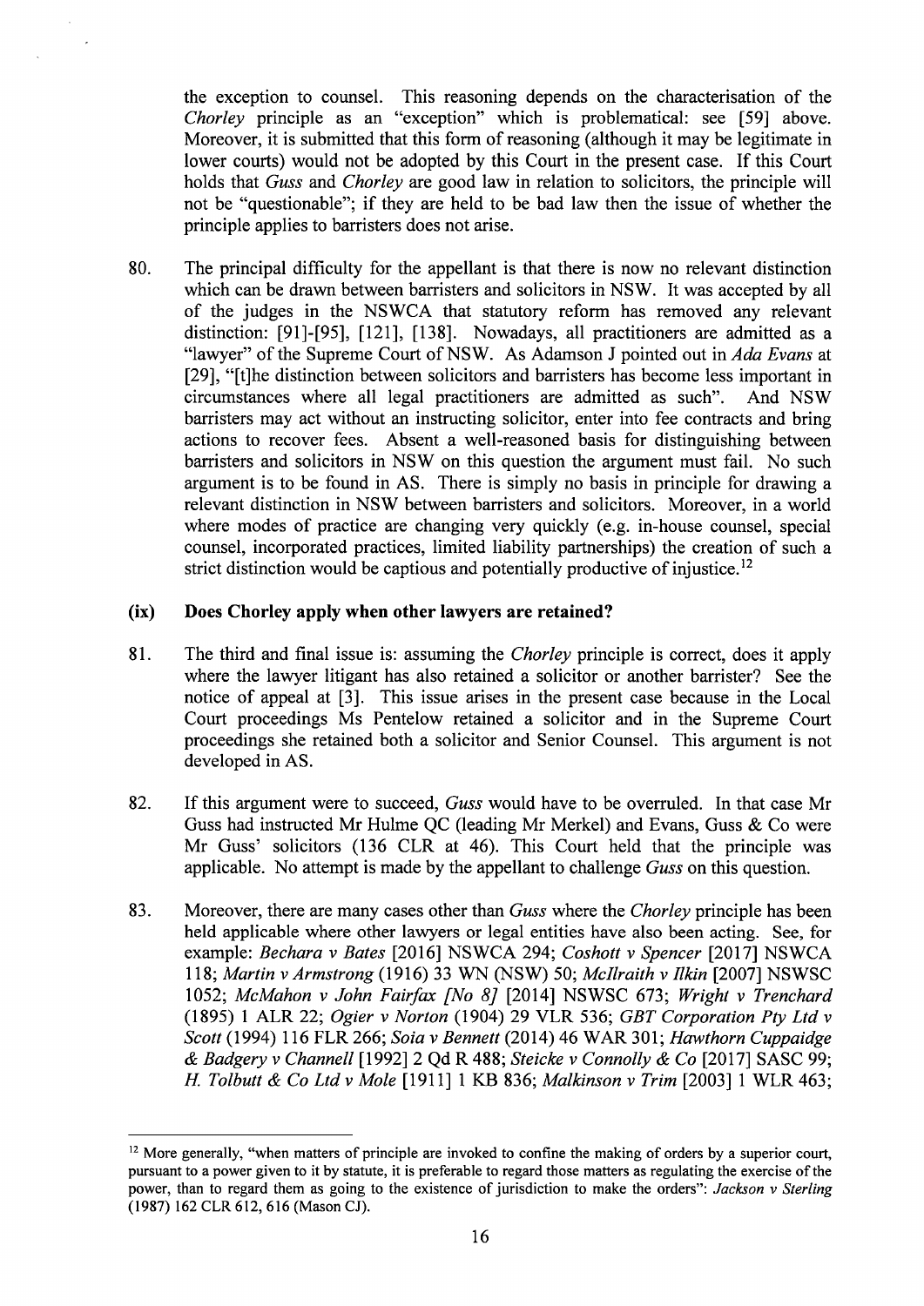the exception to counsel. This reasoning depends on the characterisation of the *Chorley* principle as an "exception" which is problematical: see [59] above. Moreover, it is submitted that this form of reasoning (although it may be legitimate in lower courts) would not be adopted by this Court in the present case. If this Court holds that *Guss* and *Chorley* are good law in relation to solicitors, the principle will not be "questionable"; if they are held to be bad law then the issue of whether the principle applies to barristers does not arise.

80. The principal difficulty for the appellant is that there is now no relevant distinction which can be drawn between barristers and solicitors in NSW. It was accepted by all of the judges in the NSWCA that statutory reform has removed any relevant distinction: [91]-[95], [121], [138]. Nowadays, all practitioners are admitted as a "lawyer" of the Supreme Court of NSW. As Adamson J pointed out in *Ada Evans* at [29], "[t]he distinction between solicitors and barristers has become less important in circumstances where all legal practitioners are admitted as such". And NSW barristers may act without an instructing solicitor, enter into fee contracts and bring actions to recover fees. Absent a well-reasoned basis for distinguishing between barristers and solicitors in NSW on this question the argument must fail. No such argument is to be found in AS. There is simply no basis in principle for drawing a relevant distinction in NSW between barristers and solicitors. Moreover, in a world where modes of practice are changing very quickly (e.g. in-house counsel, special counsel, incorporated practices, limited liability partnerships) the creation of such a strict distinction would be captious and potentially productive of injustice.[12]

### (ix) Does Chorley apply when other lawyers are retained?

81. The third and final issue is: assuming the *Chorley* principle is correct, does it apply where the lawyer litigant has also retained a solicitor or another barrister? See the notice of appeal at [3]. This issue arises in the present case because in the Local Court proceedings Ms Pentelow retained a solicitor and in the Supreme Court proceedings she retained both a solicitor and Senior Counsel. This argument is not developed in AS.

82. If this argument were to succeed, *Guss* would have to be overruled. In that case Mr Guss had instructed Mr Hulme QC (leading Mr Merkel) and Evans, Guss & Co were Mr Guss' solicitors (136 CLR at 46). This Court held that the principle was applicable. No attempt is made by the appellant to challenge *Guss* on this question.

83. Moreover, there are many cases other than *Guss* where the *Chorley* principle has been held applicable where other lawyers or legal entities have also been acting. See, for example: *Bechara v Bates* [2016] NSWCA 294; *Coshott v Spencer* [2017] NSWCA 118; *Martin v Armstrong* (1916) 33 WN (NSW) 50; *McIlraith v Ilkin* [2007] NSWSC 1052; *McMahon v John Fairfax [No 8]* [2014] NSWSC 673; *Wright v Trenchard* (1895) 1 ALR 22; *Ogier v Norton* (1904) 29 VLR 536; *GBT Corporation Pty Ltd v Scott* (1994) 116 FLR 266; *Soia v Bennett* (2014) 46 WAR 301; *Hawthorn Cuppaidge & Badgery v Channell* [1992] 2 Qd R 488; *Steicke v Connolly & Co* [2017] SASC 99; *H. Tolbutt & Co Ltd v Mole* [1911] 1 KB 836; *Malkinson v Trim* [2003] 1 WLR 463;

---

[12] More generally, "when matters of principle are invoked to confine the making of orders by a superior court, pursuant to a power given to it by statute, it is preferable to regard those matters as regulating the exercise of the power, than to regard them as going to the existence of jurisdiction to make the orders": *Jackson v Sterling* (1987) 162 CLR 612, 616 (Mason CJ).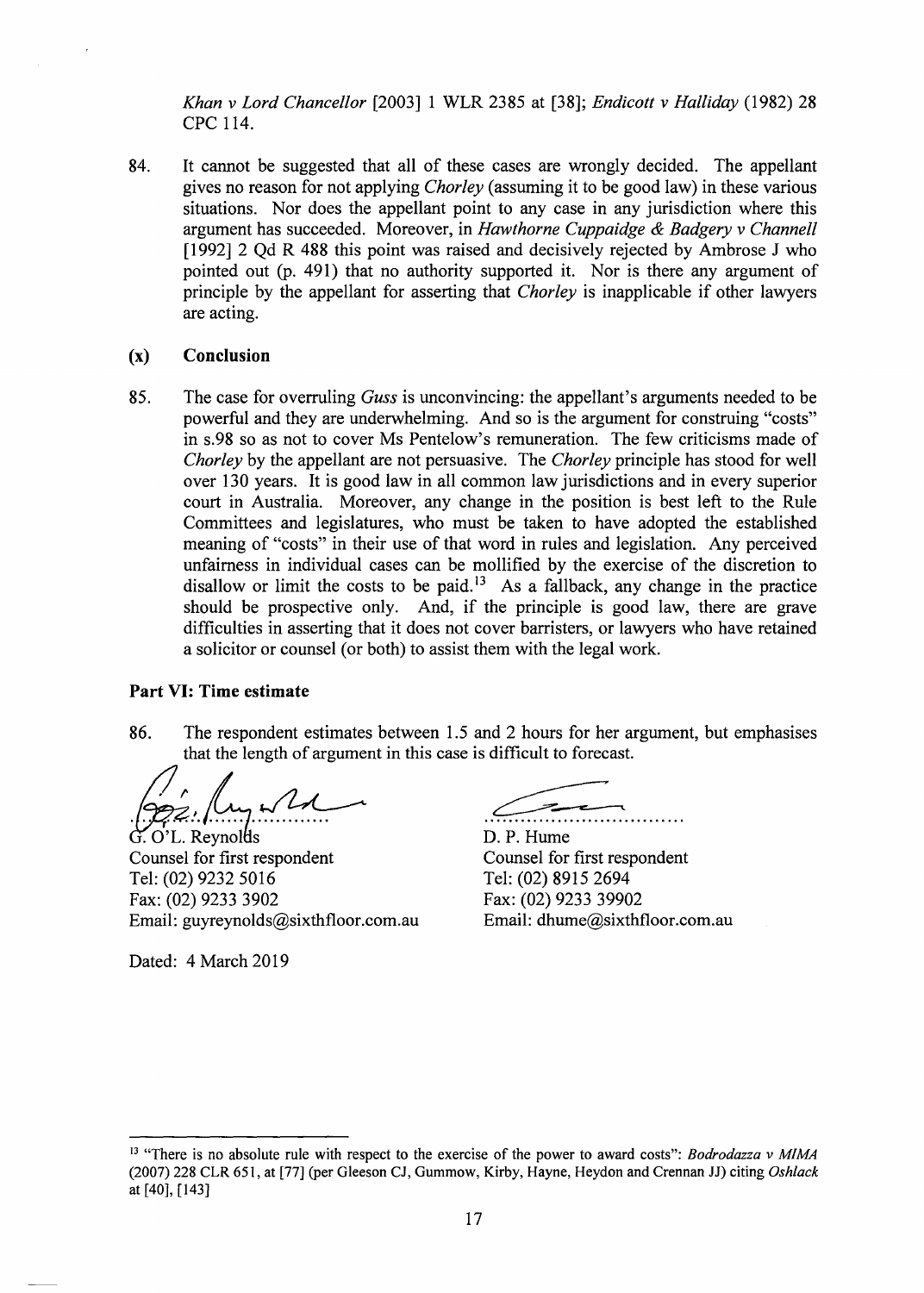*Khan v Lord Chancellor* [2003] 1 WLR 2385 at [38]; *Endicott v Halliday* (1982) 28 CPC 114.

84. It cannot be suggested that all of these cases are wrongly decided. The appellant gives no reason for not applying *Chorley* (assuming it to be good law) in these various situations. Nor does the appellant point to any case in any jurisdiction where this argument has succeeded. Moreover, in *Hawthorne Cuppaidge & Badgery v Channell* [1992] 2 Qd R 488 this point was raised and decisively rejected by Ambrose J who pointed out (p. 491) that no authority supported it. Nor is there any argument of principle by the appellant for asserting that *Chorley* is inapplicable if other lawyers are acting.

## (x) Conclusion

85. The case for overruling *Guss* is unconvincing: the appellant's arguments needed to be powerful and they are underwhelming. And so is the argument for construing "costs" in s.98 so as not to cover Ms Pentelow's remuneration. The few criticisms made of *Chorley* by the appellant are not persuasive. The *Chorley* principle has stood for well over 130 years. It is good law in all common law jurisdictions and in every superior court in Australia. Moreover, any change in the position is best left to the Rule Committees and legislatures, who must be taken to have adopted the established meaning of "costs" in their use of that word in rules and legislation. Any perceived unfairness in individual cases can be mollified by the exercise of the discretion to disallow or limit the costs to be paid.[13] As a fallback, any change in the practice should be prospective only. And, if the principle is good law, there are grave difficulties in asserting that it does not cover barristers, or lawyers who have retained a solicitor or counsel (or both) to assist them with the legal work.

## Part VI: Time estimate

86. The respondent estimates between 1.5 and 2 hours for her argument, but emphasises that the length of argument in this case is difficult to forecast.

G. O'L. Reynolds
Counsel for first respondent
Tel: (02) 9232 5016
Fax: (02) 9233 3902
Email: guyreynolds@sixthfloor.com.au

D. P. Hume
Counsel for first respondent
Tel: (02) 8915 2694
Fax: (02) 9233 39902
Email: dhume@sixthfloor.com.au

Dated: 4 March 2019

---

[13] "There is no absolute rule with respect to the exercise of the power to award costs": *Bodrodazza v MIMA* (2007) 228 CLR 651, at [77] (per Gleeson CJ, Gummow, Kirby, Hayne, Heydon and Crennan JJ) citing *Oshlack* at [40], [143]